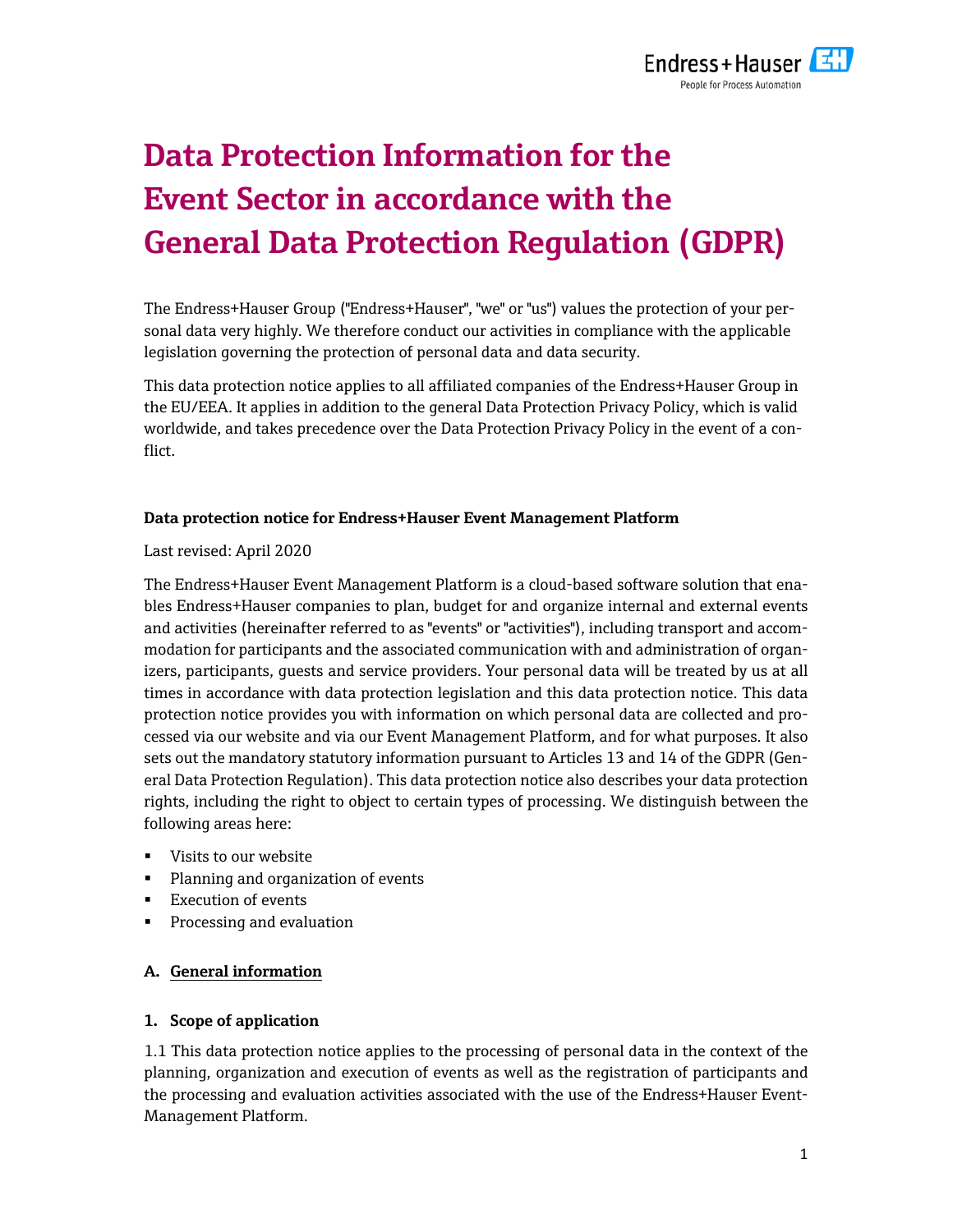# Data Protection Information for the Event Sector in accordance with the General Data Protection Regulation (GDPR)

The Endress+Hauser Group ("Endress+Hauser", "we" or "us") values the protection of your personal data very highly. We therefore conduct our activities in compliance with the applicable legislation governing the protection of personal data and data security.

This data protection notice applies to all affiliated companies of the Endress+Hauser Group in the EU/EEA. It applies in addition to the general Data Protection Privacy Policy, which is valid worldwide, and takes precedence over the Data Protection Privacy Policy in the event of a conflict.

**Data protection notice for Endress+Hauser Event Management Platform**

Last revised: April 2020

The Endress+Hauser Event Management Platform is a cloud-based software solution that enables Endress+Hauser companies to plan, budget for and organize internal and external events and activities (hereinafter referred to as "events" or "activities"), including transport and accommodation for participants and the associated communication with and administration of organizers, participants, guests and service providers. Your personal data will be treated by us at all times in accordance with data protection legislation and this data protection notice. This data protection notice provides you with information on which personal data are collected and processed via our website and via our Event Management Platform, and for what purposes. It also sets out the mandatory statutory information pursuant to Articles 13 and 14 of the GDPR (General Data Protection Regulation). This data protection notice also describes your data protection rights, including the right to object to certain types of processing. We distinguish between the following areas here:

- Visits to our website
- Planning and organization of events
- Execution of events
- Processing and evaluation

## A. General information

### 1. Scope of application

1.1 This data protection notice applies to the processing of personal data in the context of the planning, organization and execution of events as well as the registration of participants and the processing and evaluation activities associated with the use of the Endress+Hauser Event-Management Platform.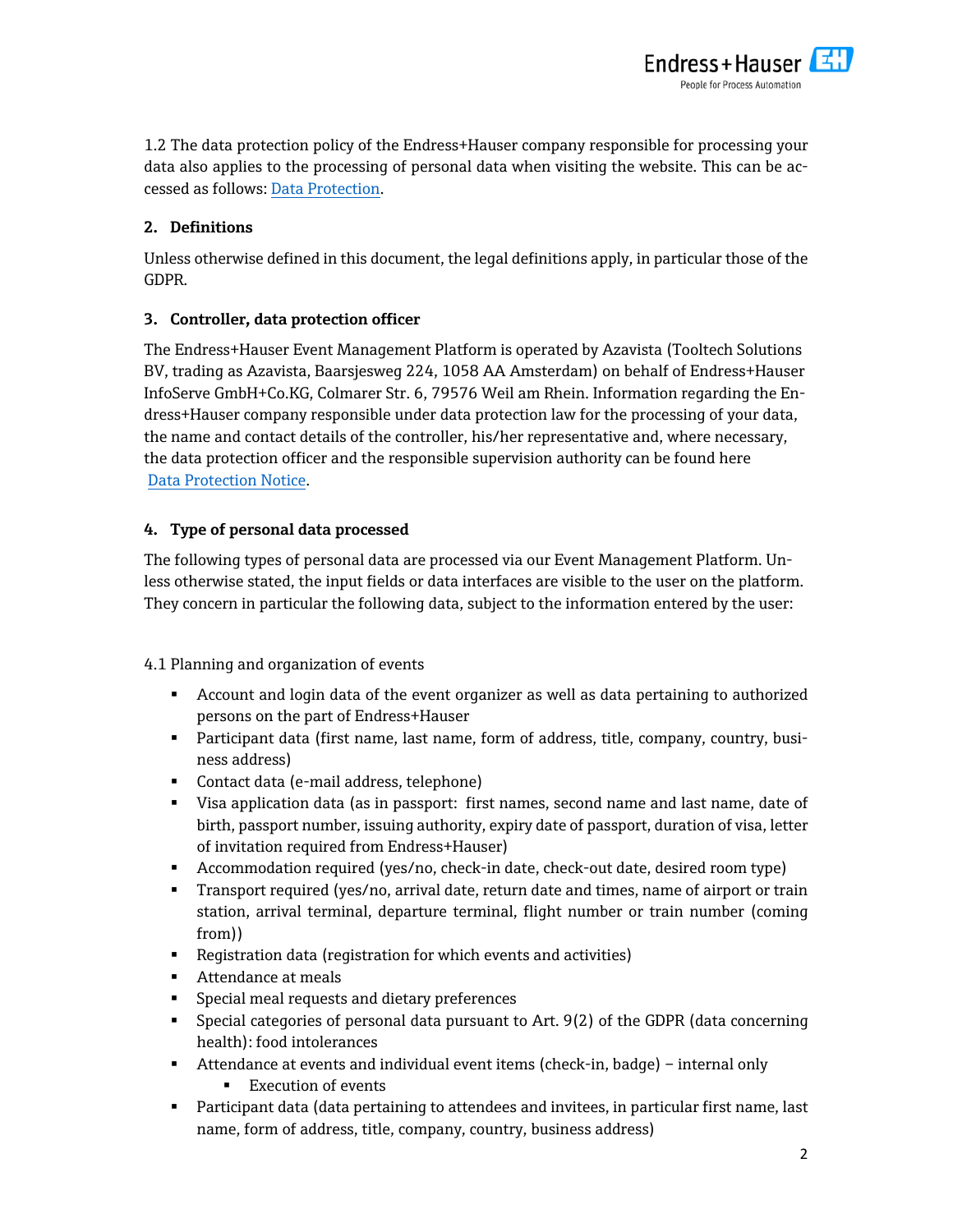1.2 The data protection policy of the Endress+Hauser company responsible for processing your data also applies to the processing of personal data when visiting the website. This can be accessed as follows: Data Protection.

## 2. Definitions

Unless otherwise defined in this document, the legal definitions apply, in particular those of the GDPR.

## 3. Controller, data protection officer

The Endress+Hauser Event Management Platform is operated by Azavista (Tooltech Solutions BV, trading as Azavista, Baarsjesweg 224, 1058 AA Amsterdam) on behalf of Endress+Hauser InfoServe GmbH+Co.KG, Colmarer Str. 6, 79576 Weil am Rhein. Information regarding the Endress+Hauser company responsible under data protection law for the processing of your data, the name and contact details of the controller, his/her representative and, where necessary, the data protection officer and the responsible supervision authority can be found here Data Protection Notice.

## 4. Type of personal data processed

The following types of personal data are processed via our Event Management Platform. Unless otherwise stated, the input fields or data interfaces are visible to the user on the platform. They concern in particular the following data, subject to the information entered by the user:

4.1 Planning and organization of events

- Account and login data of the event organizer as well as data pertaining to authorized persons on the part of Endress+Hauser
- Participant data (first name, last name, form of address, title, company, country, business address)
- Contact data (e-mail address, telephone)
- Visa application data (as in passport: first names, second name and last name, date of birth, passport number, issuing authority, expiry date of passport, duration of visa, letter of invitation required from Endress+Hauser)
- Accommodation required (yes/no, check-in date, check-out date, desired room type)
- Transport required (yes/no, arrival date, return date and times, name of airport or train station, arrival terminal, departure terminal, flight number or train number (coming from))
- Registration data (registration for which events and activities)
- Attendance at meals
- Special meal requests and dietary preferences
- Special categories of personal data pursuant to Art. 9(2) of the GDPR (data concerning health): food intolerances
- Attendance at events and individual event items (check-in, badge) – internal only
  - Execution of events
- Participant data (data pertaining to attendees and invitees, in particular first name, last name, form of address, title, company, country, business address)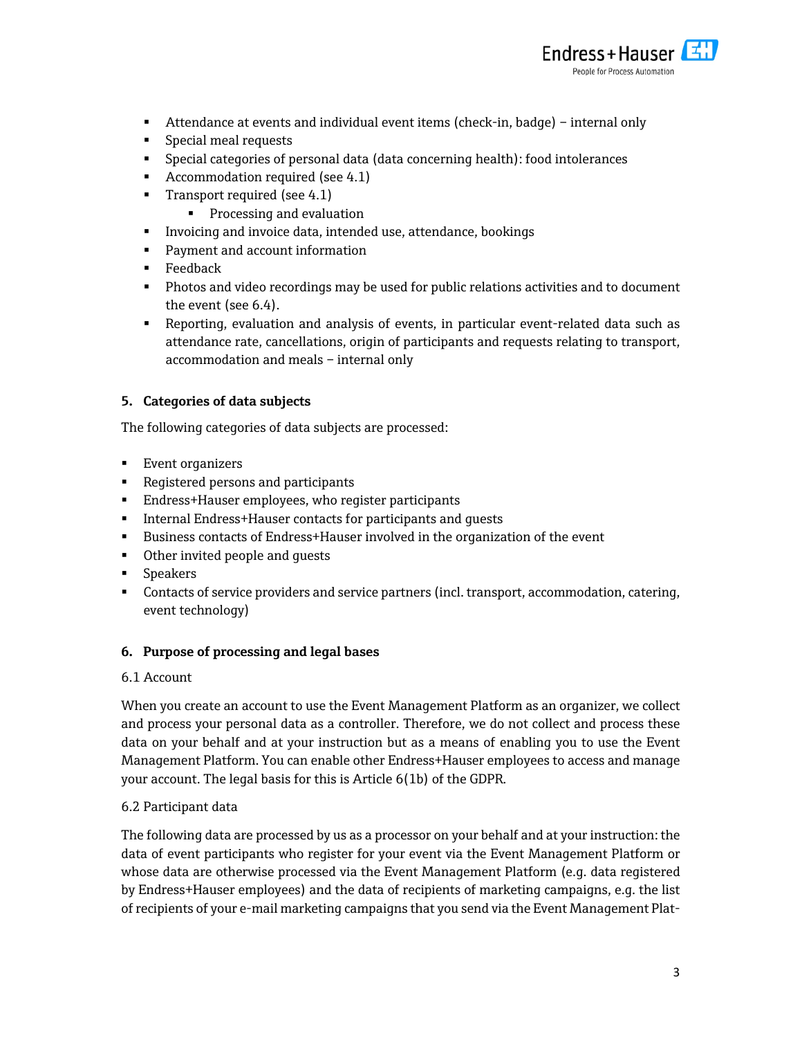- Attendance at events and individual event items (check-in, badge) – internal only
- Special meal requests
- Special categories of personal data (data concerning health): food intolerances
- Accommodation required (see 4.1)
- Transport required (see 4.1)
    - Processing and evaluation
- Invoicing and invoice data, intended use, attendance, bookings
- Payment and account information
- Feedback
- Photos and video recordings may be used for public relations activities and to document the event (see 6.4).
- Reporting, evaluation and analysis of events, in particular event-related data such as attendance rate, cancellations, origin of participants and requests relating to transport, accommodation and meals – internal only

## 5. Categories of data subjects

The following categories of data subjects are processed:

- Event organizers
- Registered persons and participants
- Endress+Hauser employees, who register participants
- Internal Endress+Hauser contacts for participants and guests
- Business contacts of Endress+Hauser involved in the organization of the event
- Other invited people and guests
- Speakers
- Contacts of service providers and service partners (incl. transport, accommodation, catering, event technology)

## 6. Purpose of processing and legal bases

### 6.1 Account

When you create an account to use the Event Management Platform as an organizer, we collect and process your personal data as a controller. Therefore, we do not collect and process these data on your behalf and at your instruction but as a means of enabling you to use the Event Management Platform. You can enable other Endress+Hauser employees to access and manage your account. The legal basis for this is Article 6(1b) of the GDPR.

### 6.2 Participant data

The following data are processed by us as a processor on your behalf and at your instruction: the data of event participants who register for your event via the Event Management Platform or whose data are otherwise processed via the Event Management Platform (e.g. data registered by Endress+Hauser employees) and the data of recipients of marketing campaigns, e.g. the list of recipients of your e-mail marketing campaigns that you send via the Event Management Plat-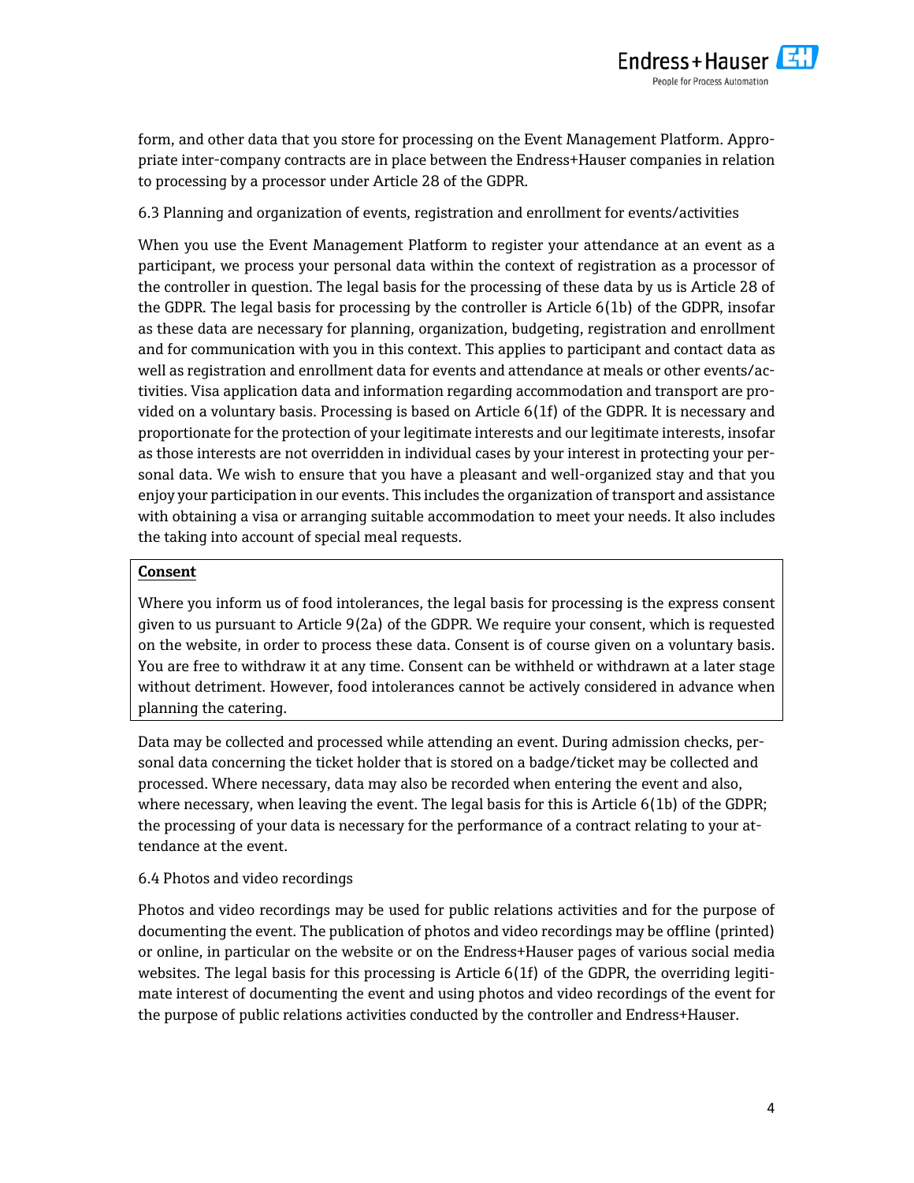form, and other data that you store for processing on the Event Management Platform. Appropriate inter-company contracts are in place between the Endress+Hauser companies in relation to processing by a processor under Article 28 of the GDPR.

### 6.3 Planning and organization of events, registration and enrollment for events/activities

When you use the Event Management Platform to register your attendance at an event as a participant, we process your personal data within the context of registration as a processor of the controller in question. The legal basis for the processing of these data by us is Article 28 of the GDPR. The legal basis for processing by the controller is Article 6(1b) of the GDPR, insofar as these data are necessary for planning, organization, budgeting, registration and enrollment and for communication with you in this context. This applies to participant and contact data as well as registration and enrollment data for events and attendance at meals or other events/activities. Visa application data and information regarding accommodation and transport are provided on a voluntary basis. Processing is based on Article 6(1f) of the GDPR. It is necessary and proportionate for the protection of your legitimate interests and our legitimate interests, insofar as those interests are not overridden in individual cases by your interest in protecting your personal data. We wish to ensure that you have a pleasant and well-organized stay and that you enjoy your participation in our events. This includes the organization of transport and assistance with obtaining a visa or arranging suitable accommodation to meet your needs. It also includes the taking into account of special meal requests.

**Consent**

Where you inform us of food intolerances, the legal basis for processing is the express consent given to us pursuant to Article 9(2a) of the GDPR. We require your consent, which is requested on the website, in order to process these data. Consent is of course given on a voluntary basis. You are free to withdraw it at any time. Consent can be withheld or withdrawn at a later stage without detriment. However, food intolerances cannot be actively considered in advance when planning the catering.

Data may be collected and processed while attending an event. During admission checks, personal data concerning the ticket holder that is stored on a badge/ticket may be collected and processed. Where necessary, data may also be recorded when entering the event and also, where necessary, when leaving the event. The legal basis for this is Article 6(1b) of the GDPR; the processing of your data is necessary for the performance of a contract relating to your attendance at the event.

### 6.4 Photos and video recordings

Photos and video recordings may be used for public relations activities and for the purpose of documenting the event. The publication of photos and video recordings may be offline (printed) or online, in particular on the website or on the Endress+Hauser pages of various social media websites. The legal basis for this processing is Article 6(1f) of the GDPR, the overriding legitimate interest of documenting the event and using photos and video recordings of the event for the purpose of public relations activities conducted by the controller and Endress+Hauser.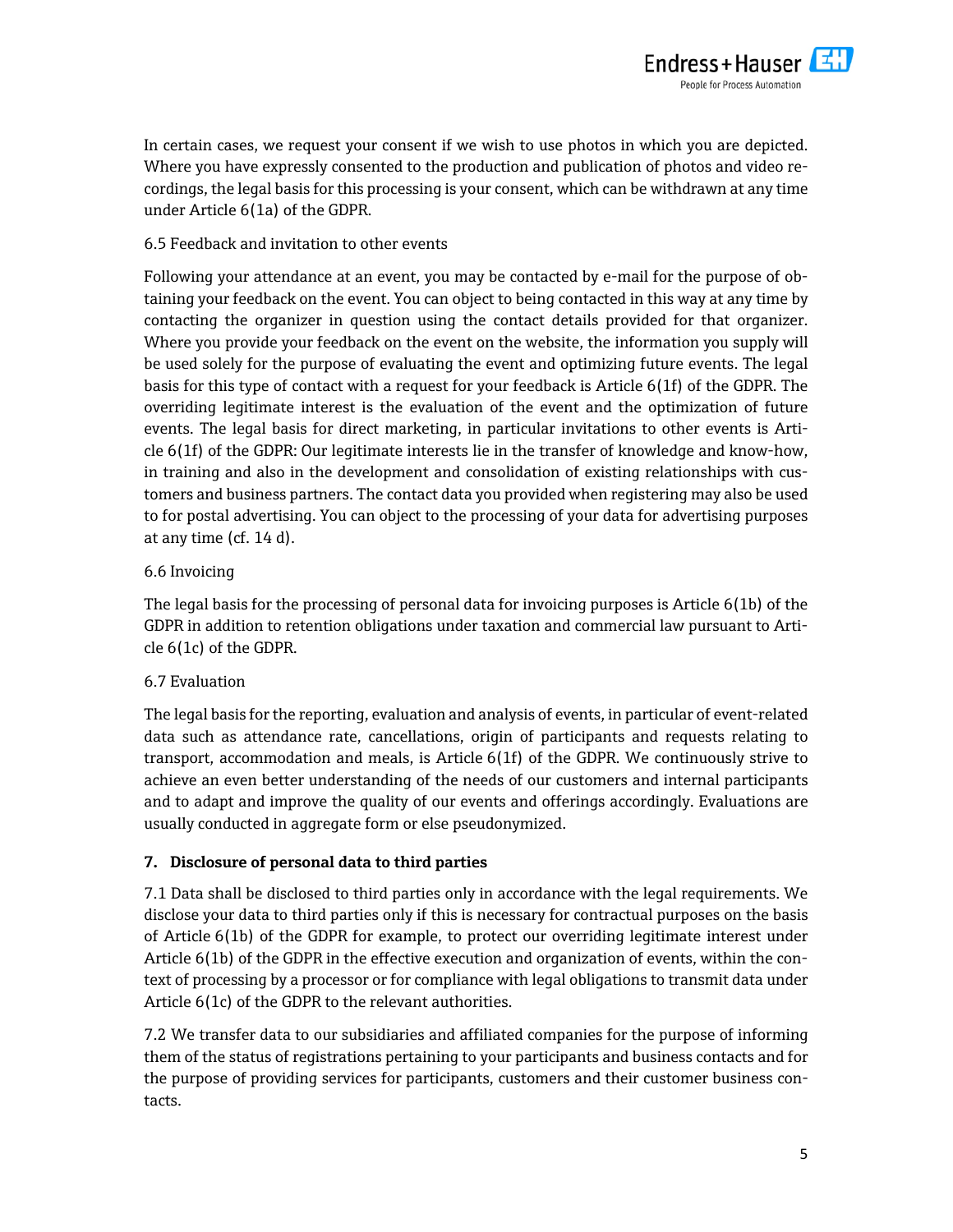In certain cases, we request your consent if we wish to use photos in which you are depicted. Where you have expressly consented to the production and publication of photos and video recordings, the legal basis for this processing is your consent, which can be withdrawn at any time under Article 6(1a) of the GDPR.

6.5 Feedback and invitation to other events

Following your attendance at an event, you may be contacted by e-mail for the purpose of obtaining your feedback on the event. You can object to being contacted in this way at any time by contacting the organizer in question using the contact details provided for that organizer. Where you provide your feedback on the event on the website, the information you supply will be used solely for the purpose of evaluating the event and optimizing future events. The legal basis for this type of contact with a request for your feedback is Article 6(1f) of the GDPR. The overriding legitimate interest is the evaluation of the event and the optimization of future events. The legal basis for direct marketing, in particular invitations to other events is Article 6(1f) of the GDPR: Our legitimate interests lie in the transfer of knowledge and know-how, in training and also in the development and consolidation of existing relationships with customers and business partners. The contact data you provided when registering may also be used to for postal advertising. You can object to the processing of your data for advertising purposes at any time (cf. 14 d).

6.6 Invoicing

The legal basis for the processing of personal data for invoicing purposes is Article 6(1b) of the GDPR in addition to retention obligations under taxation and commercial law pursuant to Article 6(1c) of the GDPR.

6.7 Evaluation

The legal basis for the reporting, evaluation and analysis of events, in particular of event-related data such as attendance rate, cancellations, origin of participants and requests relating to transport, accommodation and meals, is Article 6(1f) of the GDPR. We continuously strive to achieve an even better understanding of the needs of our customers and internal participants and to adapt and improve the quality of our events and offerings accordingly. Evaluations are usually conducted in aggregate form or else pseudonymized.

## 7. Disclosure of personal data to third parties

7.1 Data shall be disclosed to third parties only in accordance with the legal requirements. We disclose your data to third parties only if this is necessary for contractual purposes on the basis of Article 6(1b) of the GDPR for example, to protect our overriding legitimate interest under Article 6(1b) of the GDPR in the effective execution and organization of events, within the context of processing by a processor or for compliance with legal obligations to transmit data under Article 6(1c) of the GDPR to the relevant authorities.

7.2 We transfer data to our subsidiaries and affiliated companies for the purpose of informing them of the status of registrations pertaining to your participants and business contacts and for the purpose of providing services for participants, customers and their customer business contacts.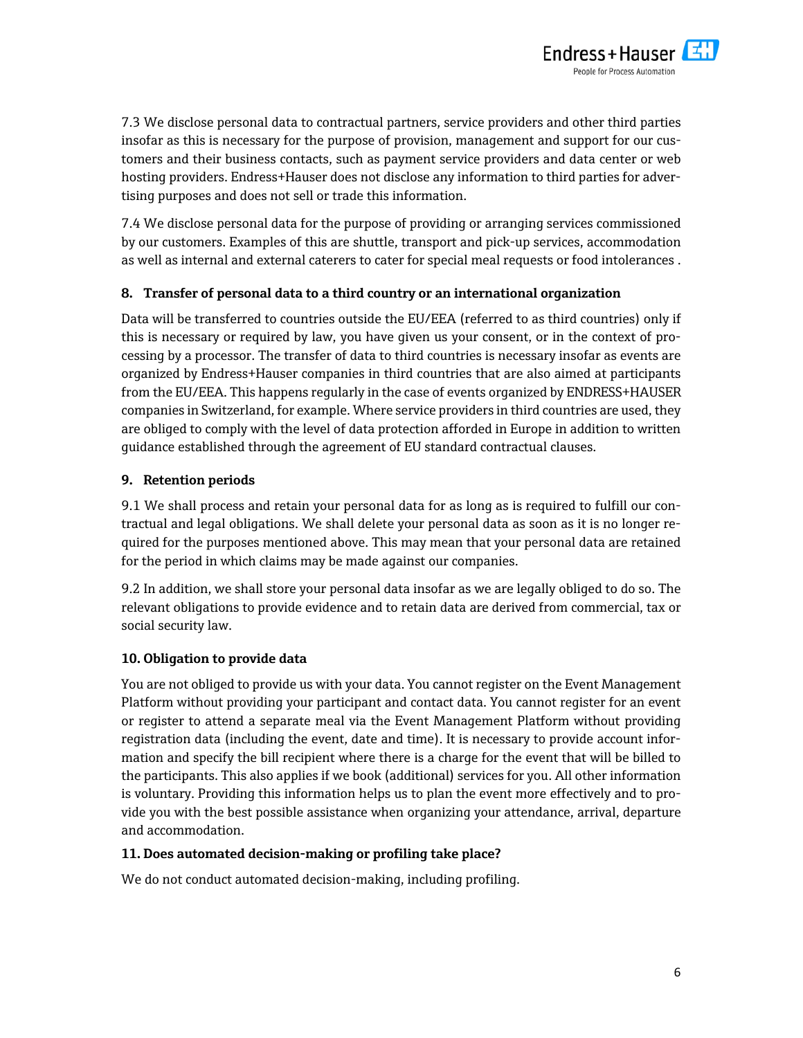7.3 We disclose personal data to contractual partners, service providers and other third parties insofar as this is necessary for the purpose of provision, management and support for our customers and their business contacts, such as payment service providers and data center or web hosting providers. Endress+Hauser does not disclose any information to third parties for advertising purposes and does not sell or trade this information.

7.4 We disclose personal data for the purpose of providing or arranging services commissioned by our customers. Examples of this are shuttle, transport and pick-up services, accommodation as well as internal and external caterers to cater for special meal requests or food intolerances .

## 8. Transfer of personal data to a third country or an international organization

Data will be transferred to countries outside the EU/EEA (referred to as third countries) only if this is necessary or required by law, you have given us your consent, or in the context of processing by a processor. The transfer of data to third countries is necessary insofar as events are organized by Endress+Hauser companies in third countries that are also aimed at participants from the EU/EEA. This happens regularly in the case of events organized by ENDRESS+HAUSER companies in Switzerland, for example. Where service providers in third countries are used, they are obliged to comply with the level of data protection afforded in Europe in addition to written guidance established through the agreement of EU standard contractual clauses.

## 9. Retention periods

9.1 We shall process and retain your personal data for as long as is required to fulfill our contractual and legal obligations. We shall delete your personal data as soon as it is no longer required for the purposes mentioned above. This may mean that your personal data are retained for the period in which claims may be made against our companies.

9.2 In addition, we shall store your personal data insofar as we are legally obliged to do so. The relevant obligations to provide evidence and to retain data are derived from commercial, tax or social security law.

## 10. Obligation to provide data

You are not obliged to provide us with your data. You cannot register on the Event Management Platform without providing your participant and contact data. You cannot register for an event or register to attend a separate meal via the Event Management Platform without providing registration data (including the event, date and time). It is necessary to provide account information and specify the bill recipient where there is a charge for the event that will be billed to the participants. This also applies if we book (additional) services for you. All other information is voluntary. Providing this information helps us to plan the event more effectively and to provide you with the best possible assistance when organizing your attendance, arrival, departure and accommodation.

## 11. Does automated decision-making or profiling take place?

We do not conduct automated decision-making, including profiling.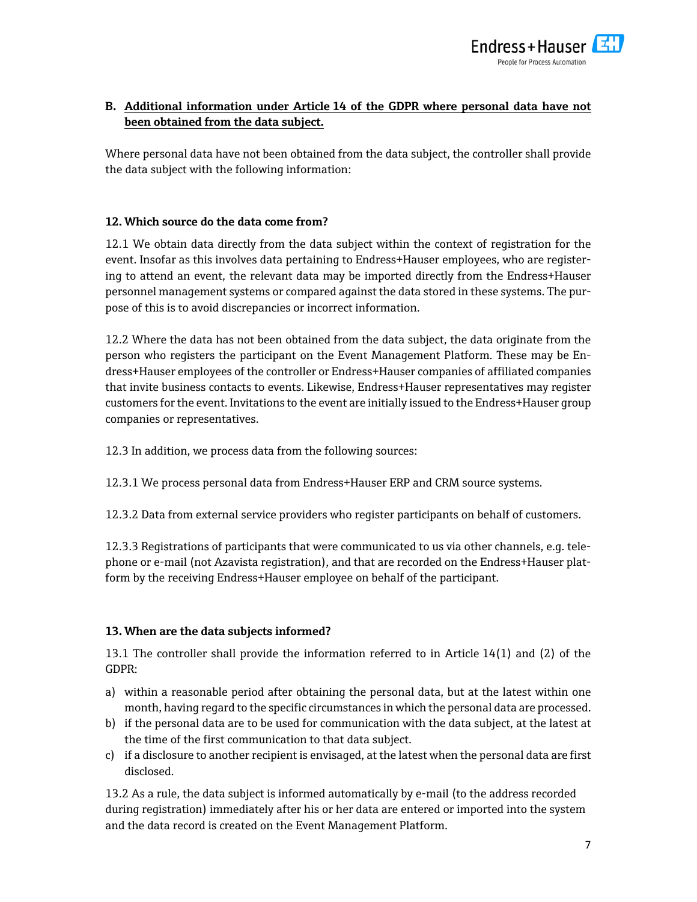## B. Additional information under Article 14 of the GDPR where personal data have not been obtained from the data subject.

Where personal data have not been obtained from the data subject, the controller shall provide the data subject with the following information:

### 12. Which source do the data come from?

12.1 We obtain data directly from the data subject within the context of registration for the event. Insofar as this involves data pertaining to Endress+Hauser employees, who are registering to attend an event, the relevant data may be imported directly from the Endress+Hauser personnel management systems or compared against the data stored in these systems. The purpose of this is to avoid discrepancies or incorrect information.

12.2 Where the data has not been obtained from the data subject, the data originate from the person who registers the participant on the Event Management Platform. These may be Endress+Hauser employees of the controller or Endress+Hauser companies of affiliated companies that invite business contacts to events. Likewise, Endress+Hauser representatives may register customers for the event. Invitations to the event are initially issued to the Endress+Hauser group companies or representatives.

12.3 In addition, we process data from the following sources:

12.3.1 We process personal data from Endress+Hauser ERP and CRM source systems.

12.3.2 Data from external service providers who register participants on behalf of customers.

12.3.3 Registrations of participants that were communicated to us via other channels, e.g. telephone or e-mail (not Azavista registration), and that are recorded on the Endress+Hauser platform by the receiving Endress+Hauser employee on behalf of the participant.

### 13. When are the data subjects informed?

13.1 The controller shall provide the information referred to in Article 14(1) and (2) of the GDPR:

a) within a reasonable period after obtaining the personal data, but at the latest within one month, having regard to the specific circumstances in which the personal data are processed.
b) if the personal data are to be used for communication with the data subject, at the latest at the time of the first communication to that data subject.
c) if a disclosure to another recipient is envisaged, at the latest when the personal data are first disclosed.

13.2 As a rule, the data subject is informed automatically by e-mail (to the address recorded during registration) immediately after his or her data are entered or imported into the system and the data record is created on the Event Management Platform.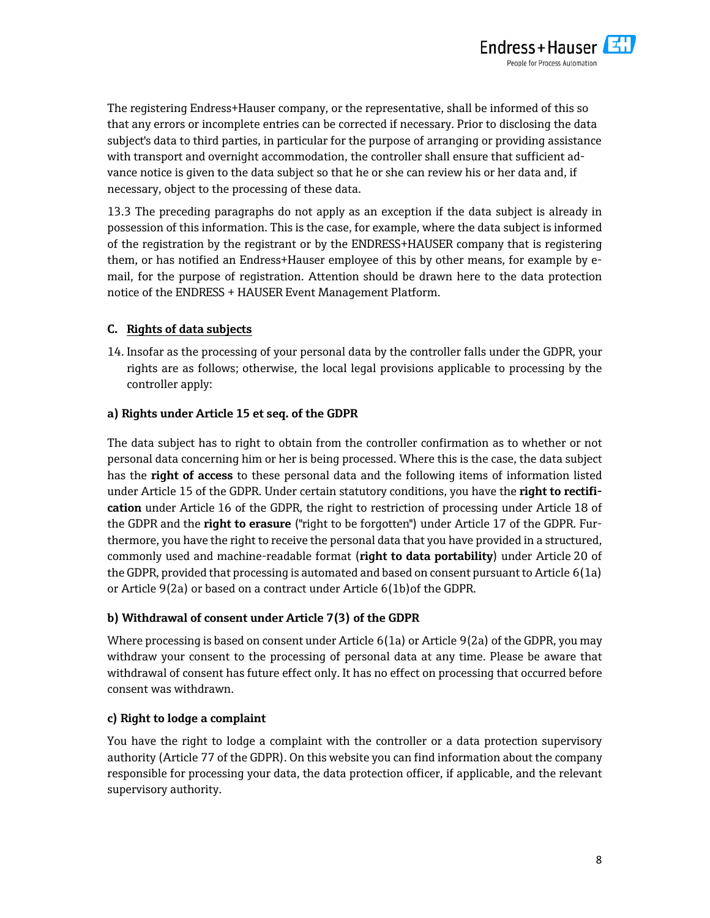The registering Endress+Hauser company, or the representative, shall be informed of this so that any errors or incomplete entries can be corrected if necessary. Prior to disclosing the data subject's data to third parties, in particular for the purpose of arranging or providing assistance with transport and overnight accommodation, the controller shall ensure that sufficient advance notice is given to the data subject so that he or she can review his or her data and, if necessary, object to the processing of these data.

13.3 The preceding paragraphs do not apply as an exception if the data subject is already in possession of this information. This is the case, for example, where the data subject is informed of the registration by the registrant or by the ENDRESS+HAUSER company that is registering them, or has notified an Endress+Hauser employee of this by other means, for example by e-mail, for the purpose of registration. Attention should be drawn here to the data protection notice of the ENDRESS + HAUSER Event Management Platform.

## C. Rights of data subjects

14. Insofar as the processing of your personal data by the controller falls under the GDPR, your rights are as follows; otherwise, the local legal provisions applicable to processing by the controller apply:

### a) Rights under Article 15 et seq. of the GDPR

The data subject has to right to obtain from the controller confirmation as to whether or not personal data concerning him or her is being processed. Where this is the case, the data subject has the **right of access** to these personal data and the following items of information listed under Article 15 of the GDPR. Under certain statutory conditions, you have the **right to rectification** under Article 16 of the GDPR, the right to restriction of processing under Article 18 of the GDPR and the **right to erasure** ("right to be forgotten") under Article 17 of the GDPR. Furthermore, you have the right to receive the personal data that you have provided in a structured, commonly used and machine-readable format (**right to data portability**) under Article 20 of the GDPR, provided that processing is automated and based on consent pursuant to Article 6(1a) or Article 9(2a) or based on a contract under Article 6(1b)of the GDPR.

### b) Withdrawal of consent under Article 7(3) of the GDPR

Where processing is based on consent under Article 6(1a) or Article 9(2a) of the GDPR, you may withdraw your consent to the processing of personal data at any time. Please be aware that withdrawal of consent has future effect only. It has no effect on processing that occurred before consent was withdrawn.

### c) Right to lodge a complaint

You have the right to lodge a complaint with the controller or a data protection supervisory authority (Article 77 of the GDPR). On this website you can find information about the company responsible for processing your data, the data protection officer, if applicable, and the relevant supervisory authority.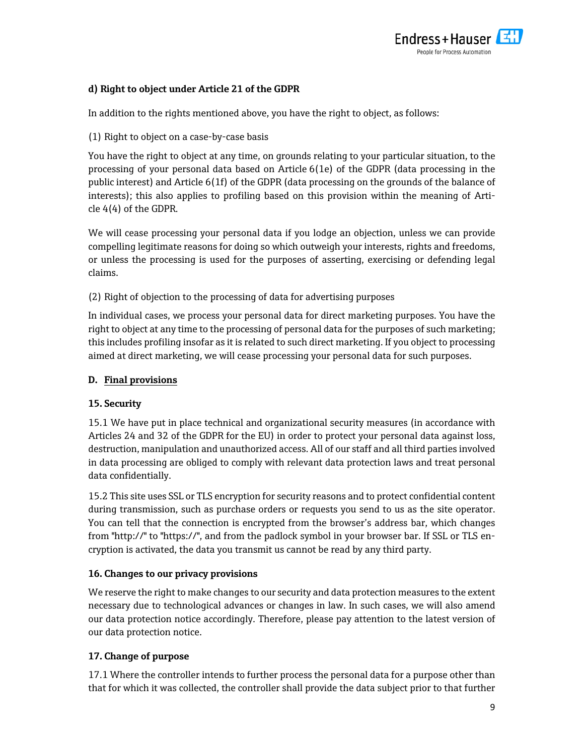**d) Right to object under Article 21 of the GDPR**

In addition to the rights mentioned above, you have the right to object, as follows:

(1) Right to object on a case-by-case basis

You have the right to object at any time, on grounds relating to your particular situation, to the processing of your personal data based on Article 6(1e) of the GDPR (data processing in the public interest) and Article 6(1f) of the GDPR (data processing on the grounds of the balance of interests); this also applies to profiling based on this provision within the meaning of Article 4(4) of the GDPR.

We will cease processing your personal data if you lodge an objection, unless we can provide compelling legitimate reasons for doing so which outweigh your interests, rights and freedoms, or unless the processing is used for the purposes of asserting, exercising or defending legal claims.

(2) Right of objection to the processing of data for advertising purposes

In individual cases, we process your personal data for direct marketing purposes. You have the right to object at any time to the processing of personal data for the purposes of such marketing; this includes profiling insofar as it is related to such direct marketing. If you object to processing aimed at direct marketing, we will cease processing your personal data for such purposes.

## D. Final provisions

### 15. Security

15.1 We have put in place technical and organizational security measures (in accordance with Articles 24 and 32 of the GDPR for the EU) in order to protect your personal data against loss, destruction, manipulation and unauthorized access. All of our staff and all third parties involved in data processing are obliged to comply with relevant data protection laws and treat personal data confidentially.

15.2 This site uses SSL or TLS encryption for security reasons and to protect confidential content during transmission, such as purchase orders or requests you send to us as the site operator. You can tell that the connection is encrypted from the browser's address bar, which changes from "http://" to "https://", and from the padlock symbol in your browser bar. If SSL or TLS encryption is activated, the data you transmit us cannot be read by any third party.

### 16. Changes to our privacy provisions

We reserve the right to make changes to our security and data protection measures to the extent necessary due to technological advances or changes in law. In such cases, we will also amend our data protection notice accordingly. Therefore, please pay attention to the latest version of our data protection notice.

### 17. Change of purpose

17.1 Where the controller intends to further process the personal data for a purpose other than that for which it was collected, the controller shall provide the data subject prior to that further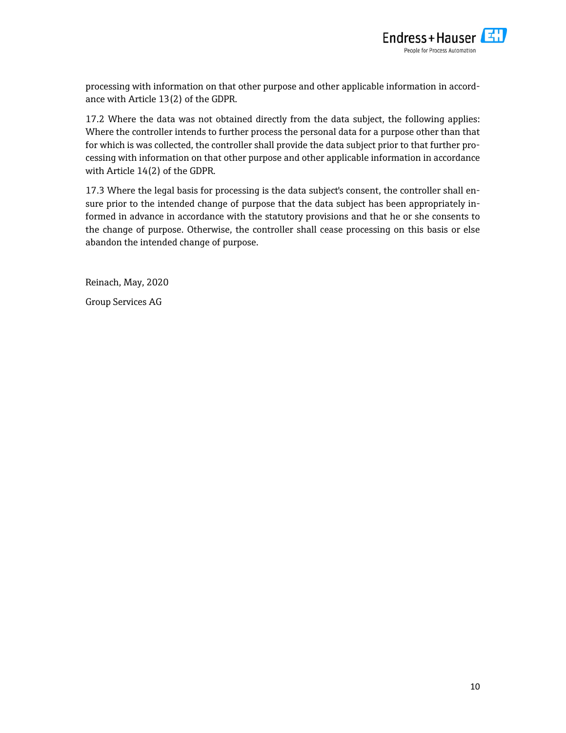processing with information on that other purpose and other applicable information in accordance with Article 13(2) of the GDPR.

17.2 Where the data was not obtained directly from the data subject, the following applies: Where the controller intends to further process the personal data for a purpose other than that for which is was collected, the controller shall provide the data subject prior to that further processing with information on that other purpose and other applicable information in accordance with Article 14(2) of the GDPR.

17.3 Where the legal basis for processing is the data subject's consent, the controller shall ensure prior to the intended change of purpose that the data subject has been appropriately informed in advance in accordance with the statutory provisions and that he or she consents to the change of purpose. Otherwise, the controller shall cease processing on this basis or else abandon the intended change of purpose.

Reinach, May, 2020

Group Services AG